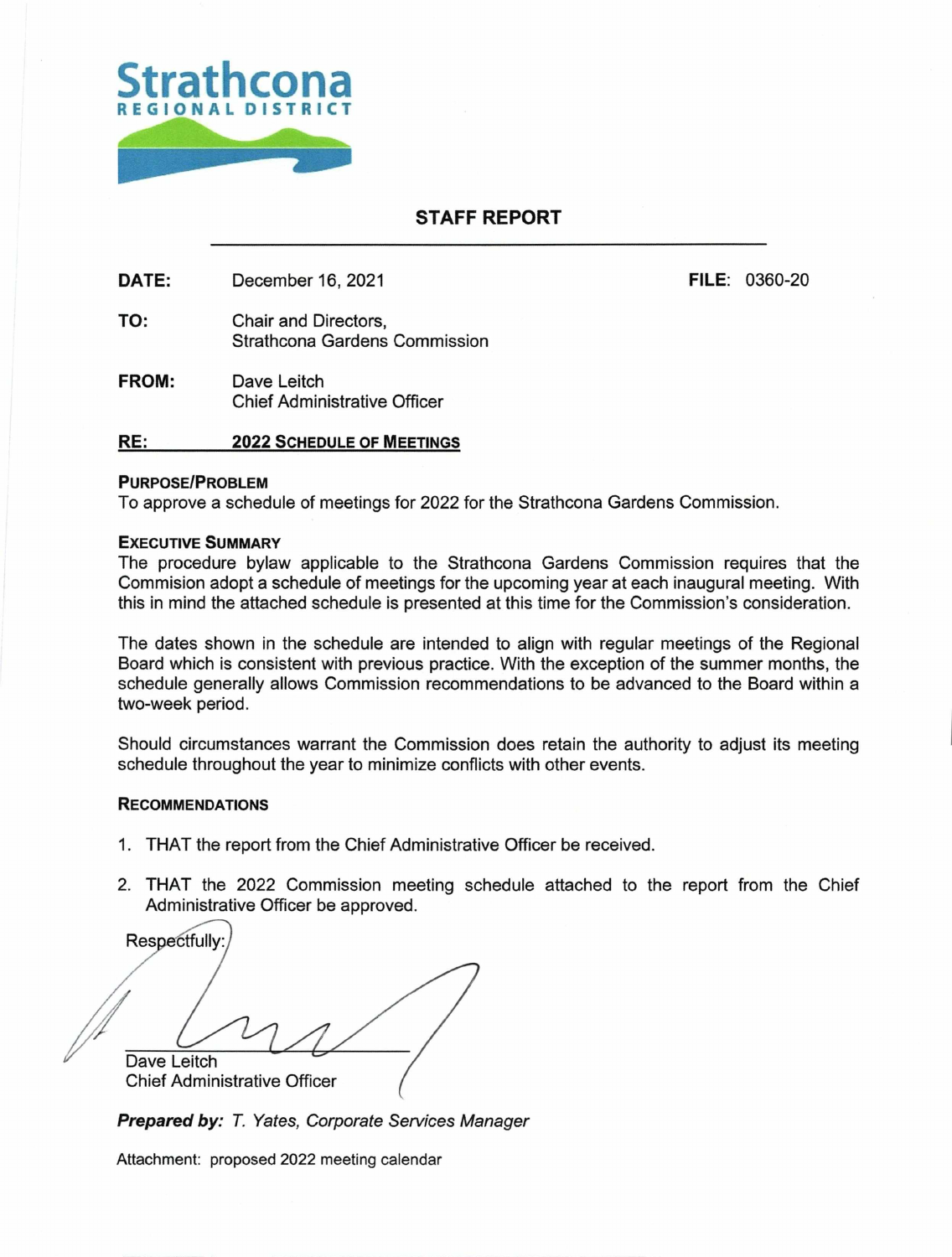Strathcona
REGIONAL DISTRICT

## STAFF REPORT

**DATE:** December 16, 2021 **FILE:** 0360-20

**TO:** Chair and Directors,
Strathcona Gardens Commission

**FROM:** Dave Leitch
Chief Administrative Officer

**RE:** **2022 SCHEDULE OF MEETINGS**

### PURPOSE/PROBLEM

To approve a schedule of meetings for 2022 for the Strathcona Gardens Commission.

### EXECUTIVE SUMMARY

The procedure bylaw applicable to the Strathcona Gardens Commission requires that the Commision adopt a schedule of meetings for the upcoming year at each inaugural meeting. With this in mind the attached schedule is presented at this time for the Commission's consideration.

The dates shown in the schedule are intended to align with regular meetings of the Regional Board which is consistent with previous practice. With the exception of the summer months, the schedule generally allows Commission recommendations to be advanced to the Board within a two-week period.

Should circumstances warrant the Commission does retain the authority to adjust its meeting schedule throughout the year to minimize conflicts with other events.

### RECOMMENDATIONS

1. THAT the report from the Chief Administrative Officer be received.
2. THAT the 2022 Commission meeting schedule attached to the report from the Chief Administrative Officer be approved.

Respectfully:

Dave Leitch
Chief Administrative Officer

***Prepared by:*** *T. Yates, Corporate Services Manager*

Attachment: proposed 2022 meeting calendar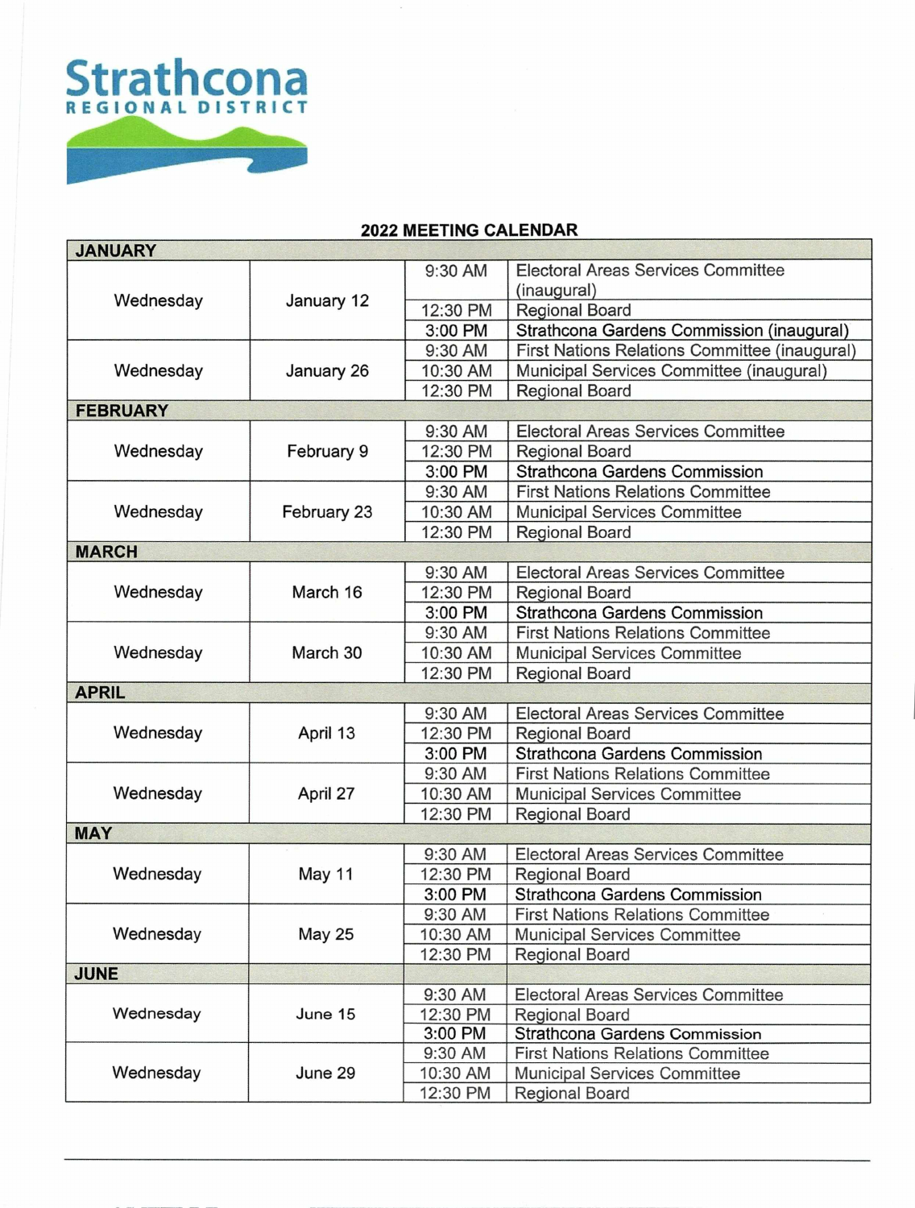# Strathcona REGIONAL DISTRICT

## 2022 MEETING CALENDAR

| Day | Date | Time | Meeting |
|---|---|---|---|
| **JANUARY** | | | |
| Wednesday | January 12 | 9:30 AM | Electoral Areas Services Committee (inaugural) |
| | | 12:30 PM | Regional Board |
| | | 3:00 PM | Strathcona Gardens Commission (inaugural) |
| Wednesday | January 26 | 9:30 AM | First Nations Relations Committee (inaugural) |
| | | 10:30 AM | Municipal Services Committee (inaugural) |
| | | 12:30 PM | Regional Board |
| **FEBRUARY** | | | |
| Wednesday | February 9 | 9:30 AM | Electoral Areas Services Committee |
| | | 12:30 PM | Regional Board |
| | | 3:00 PM | Strathcona Gardens Commission |
| Wednesday | February 23 | 9:30 AM | First Nations Relations Committee |
| | | 10:30 AM | Municipal Services Committee |
| | | 12:30 PM | Regional Board |
| **MARCH** | | | |
| Wednesday | March 16 | 9:30 AM | Electoral Areas Services Committee |
| | | 12:30 PM | Regional Board |
| | | 3:00 PM | Strathcona Gardens Commission |
| Wednesday | March 30 | 9:30 AM | First Nations Relations Committee |
| | | 10:30 AM | Municipal Services Committee |
| | | 12:30 PM | Regional Board |
| **APRIL** | | | |
| Wednesday | April 13 | 9:30 AM | Electoral Areas Services Committee |
| | | 12:30 PM | Regional Board |
| | | 3:00 PM | Strathcona Gardens Commission |
| Wednesday | April 27 | 9:30 AM | First Nations Relations Committee |
| | | 10:30 AM | Municipal Services Committee |
| | | 12:30 PM | Regional Board |
| **MAY** | | | |
| Wednesday | May 11 | 9:30 AM | Electoral Areas Services Committee |
| | | 12:30 PM | Regional Board |
| | | 3:00 PM | Strathcona Gardens Commission |
| Wednesday | May 25 | 9:30 AM | First Nations Relations Committee |
| | | 10:30 AM | Municipal Services Committee |
| | | 12:30 PM | Regional Board |
| **JUNE** | | | |
| Wednesday | June 15 | 9:30 AM | Electoral Areas Services Committee |
| | | 12:30 PM | Regional Board |
| | | 3:00 PM | Strathcona Gardens Commission |
| Wednesday | June 29 | 9:30 AM | First Nations Relations Committee |
| | | 10:30 AM | Municipal Services Committee |
| | | 12:30 PM | Regional Board |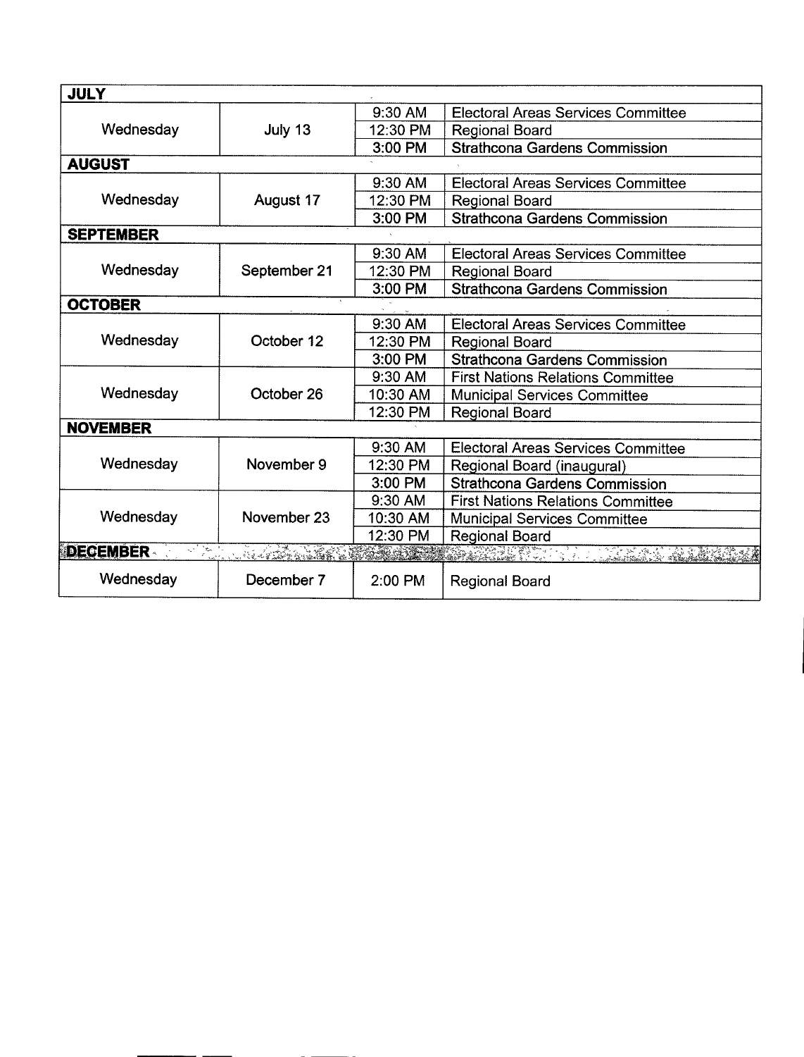| | | | |
|---|---|---|---|
| **JULY** | | | |
| Wednesday | July 13 | 9:30 AM | Electoral Areas Services Committee |
| | | 12:30 PM | Regional Board |
| | | 3:00 PM | Strathcona Gardens Commission |
| **AUGUST** | | | |
| Wednesday | August 17 | 9:30 AM | Electoral Areas Services Committee |
| | | 12:30 PM | Regional Board |
| | | 3:00 PM | Strathcona Gardens Commission |
| **SEPTEMBER** | | | |
| Wednesday | September 21 | 9:30 AM | Electoral Areas Services Committee |
| | | 12:30 PM | Regional Board |
| | | 3:00 PM | Strathcona Gardens Commission |
| **OCTOBER** | | | |
| Wednesday | October 12 | 9:30 AM | Electoral Areas Services Committee |
| | | 12:30 PM | Regional Board |
| | | 3:00 PM | Strathcona Gardens Commission |
| Wednesday | October 26 | 9:30 AM | First Nations Relations Committee |
| | | 10:30 AM | Municipal Services Committee |
| | | 12:30 PM | Regional Board |
| **NOVEMBER** | | | |
| Wednesday | November 9 | 9:30 AM | Electoral Areas Services Committee |
| | | 12:30 PM | Regional Board (inaugural) |
| | | 3:00 PM | Strathcona Gardens Commission |
| Wednesday | November 23 | 9:30 AM | First Nations Relations Committee |
| | | 10:30 AM | Municipal Services Committee |
| | | 12:30 PM | Regional Board |
| **DECEMBER** | | | |
| Wednesday | December 7 | 2:00 PM | Regional Board |